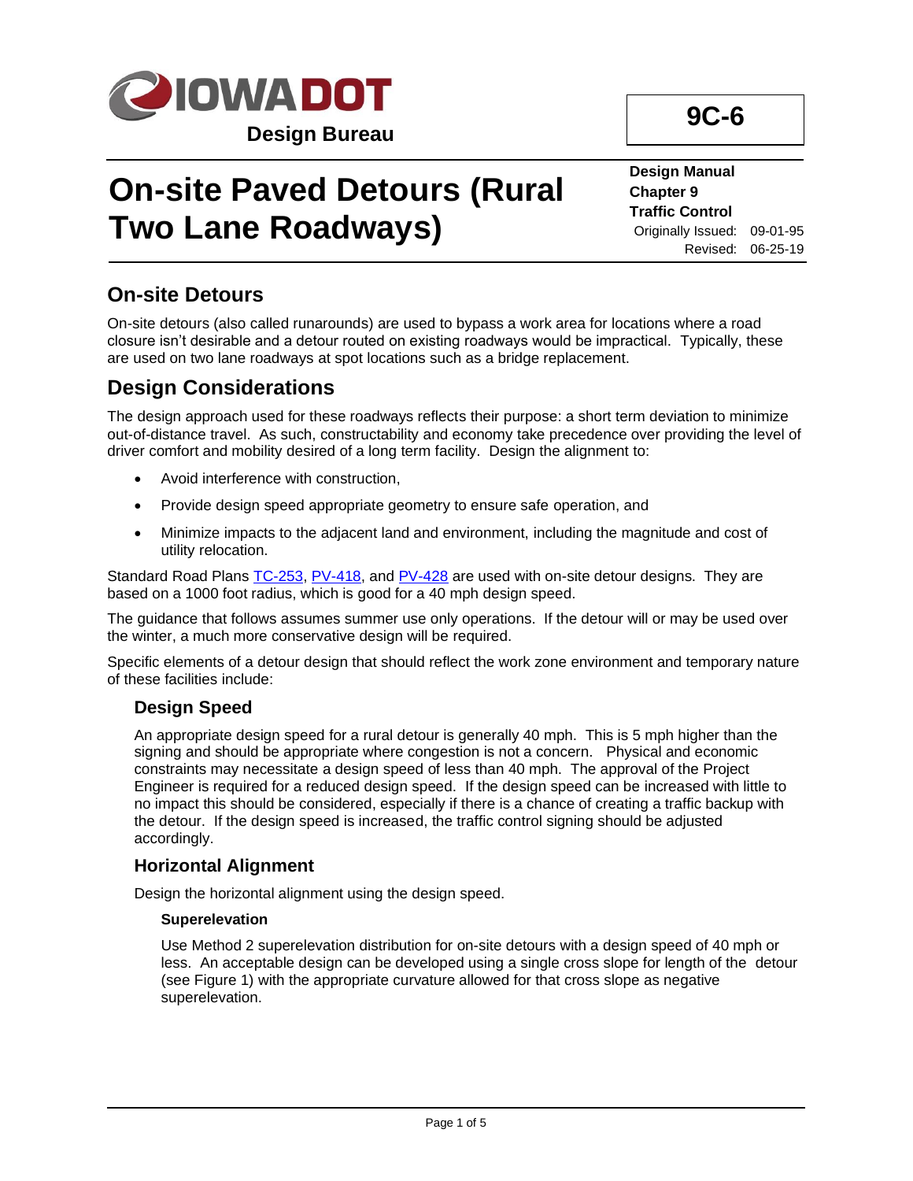**IOWA DOT**

**Design Bureau**

**9C-6**

# On-site Paved Detours (Rural Two Lane Roadways)

**Design Manual**
**Chapter 9**
**Traffic Control**
Originally Issued: 09-01-95
Revised: 06-25-19

## On-site Detours

On-site detours (also called runarounds) are used to bypass a work area for locations where a road closure isn't desirable and a detour routed on existing roadways would be impractical. Typically, these are used on two lane roadways at spot locations such as a bridge replacement.

## Design Considerations

The design approach used for these roadways reflects their purpose: a short term deviation to minimize out-of-distance travel. As such, constructability and economy take precedence over providing the level of driver comfort and mobility desired of a long term facility. Design the alignment to:

- Avoid interference with construction,
- Provide design speed appropriate geometry to ensure safe operation, and
- Minimize impacts to the adjacent land and environment, including the magnitude and cost of utility relocation.

Standard Road Plans TC-253, PV-418, and PV-428 are used with on-site detour designs. They are based on a 1000 foot radius, which is good for a 40 mph design speed.

The guidance that follows assumes summer use only operations. If the detour will or may be used over the winter, a much more conservative design will be required.

Specific elements of a detour design that should reflect the work zone environment and temporary nature of these facilities include:

### Design Speed

An appropriate design speed for a rural detour is generally 40 mph. This is 5 mph higher than the signing and should be appropriate where congestion is not a concern. Physical and economic constraints may necessitate a design speed of less than 40 mph. The approval of the Project Engineer is required for a reduced design speed. If the design speed can be increased with little to no impact this should be considered, especially if there is a chance of creating a traffic backup with the detour. If the design speed is increased, the traffic control signing should be adjusted accordingly.

### Horizontal Alignment

Design the horizontal alignment using the design speed.

#### Superelevation

Use Method 2 superelevation distribution for on-site detours with a design speed of 40 mph or less. An acceptable design can be developed using a single cross slope for length of the detour (see Figure 1) with the appropriate curvature allowed for that cross slope as negative superelevation.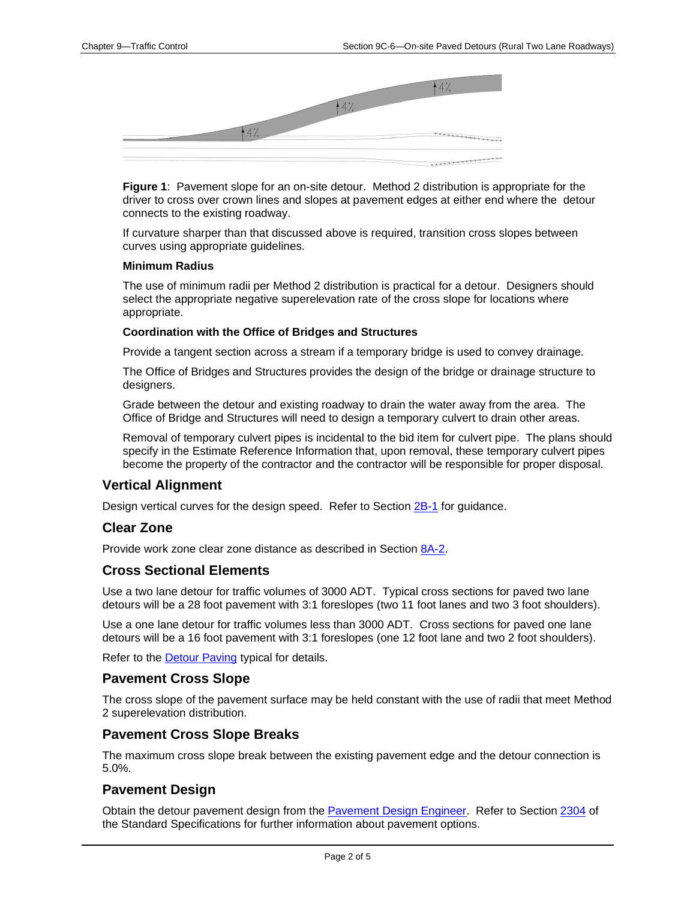**Figure 1**: Pavement slope for an on-site detour. Method 2 distribution is appropriate for the driver to cross over crown lines and slopes at pavement edges at either end where the detour connects to the existing roadway.

If curvature sharper than that discussed above is required, transition cross slopes between curves using appropriate guidelines.

#### Minimum Radius

The use of minimum radii per Method 2 distribution is practical for a detour. Designers should select the appropriate negative superelevation rate of the cross slope for locations where appropriate.

#### Coordination with the Office of Bridges and Structures

Provide a tangent section across a stream if a temporary bridge is used to convey drainage.

The Office of Bridges and Structures provides the design of the bridge or drainage structure to designers.

Grade between the detour and existing roadway to drain the water away from the area. The Office of Bridge and Structures will need to design a temporary culvert to drain other areas.

Removal of temporary culvert pipes is incidental to the bid item for culvert pipe. The plans should specify in the Estimate Reference Information that, upon removal, these temporary culvert pipes become the property of the contractor and the contractor will be responsible for proper disposal.

## Vertical Alignment

Design vertical curves for the design speed. Refer to Section 2B-1 for guidance.

## Clear Zone

Provide work zone clear zone distance as described in Section 8A-2.

## Cross Sectional Elements

Use a two lane detour for traffic volumes of 3000 ADT. Typical cross sections for paved two lane detours will be a 28 foot pavement with 3:1 foreslopes (two 11 foot lanes and two 3 foot shoulders).

Use a one lane detour for traffic volumes less than 3000 ADT. Cross sections for paved one lane detours will be a 16 foot pavement with 3:1 foreslopes (one 12 foot lane and two 2 foot shoulders).

Refer to the Detour Paving typical for details.

## Pavement Cross Slope

The cross slope of the pavement surface may be held constant with the use of radii that meet Method 2 superelevation distribution.

## Pavement Cross Slope Breaks

The maximum cross slope break between the existing pavement edge and the detour connection is 5.0%.

## Pavement Design

Obtain the detour pavement design from the Pavement Design Engineer. Refer to Section 2304 of the Standard Specifications for further information about pavement options.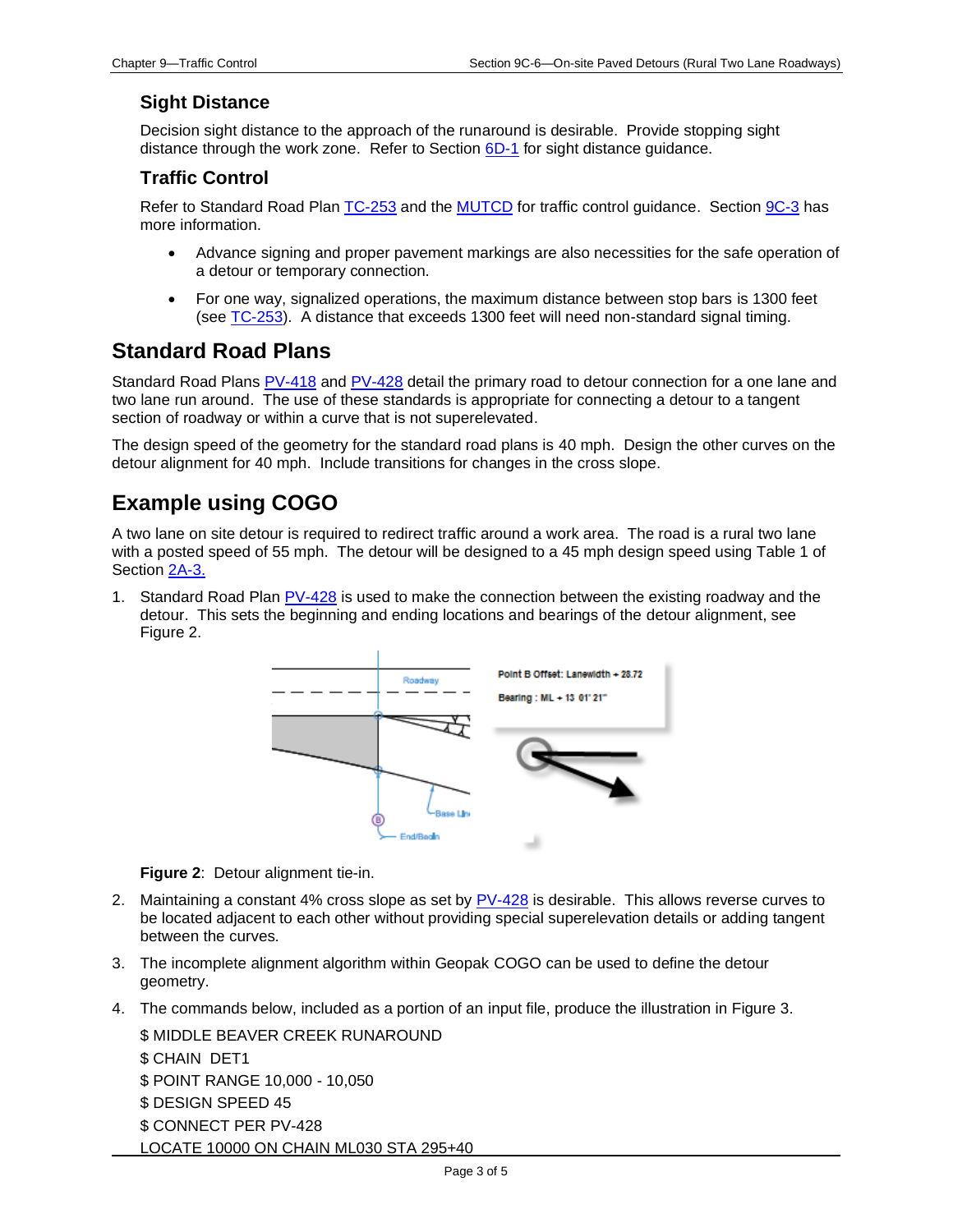### Sight Distance

Decision sight distance to the approach of the runaround is desirable. Provide stopping sight distance through the work zone. Refer to Section 6D-1 for sight distance guidance.

### Traffic Control

Refer to Standard Road Plan TC-253 and the MUTCD for traffic control guidance. Section 9C-3 has more information.

- Advance signing and proper pavement markings are also necessities for the safe operation of a detour or temporary connection.
- For one way, signalized operations, the maximum distance between stop bars is 1300 feet (see TC-253). A distance that exceeds 1300 feet will need non-standard signal timing.

## Standard Road Plans

Standard Road Plans PV-418 and PV-428 detail the primary road to detour connection for a one lane and two lane run around. The use of these standards is appropriate for connecting a detour to a tangent section of roadway or within a curve that is not superelevated.

The design speed of the geometry for the standard road plans is 40 mph. Design the other curves on the detour alignment for 40 mph. Include transitions for changes in the cross slope.

## Example using COGO

A two lane on site detour is required to redirect traffic around a work area. The road is a rural two lane with a posted speed of 55 mph. The detour will be designed to a 45 mph design speed using Table 1 of Section 2A-3.

1. Standard Road Plan PV-428 is used to make the connection between the existing roadway and the detour. This sets the beginning and ending locations and bearings of the detour alignment, see Figure 2.

**Figure 2**: Detour alignment tie-in.

2. Maintaining a constant 4% cross slope as set by PV-428 is desirable. This allows reverse curves to be located adjacent to each other without providing special superelevation details or adding tangent between the curves.
3. The incomplete alignment algorithm within Geopak COGO can be used to define the detour geometry.
4. The commands below, included as a portion of an input file, produce the illustration in Figure 3.

```
$ MIDDLE BEAVER CREEK RUNAROUND
$ CHAIN  DET1
$ POINT RANGE 10,000 - 10,050
$ DESIGN SPEED 45
$ CONNECT PER PV-428
LOCATE 10000 ON CHAIN ML030 STA 295+40
```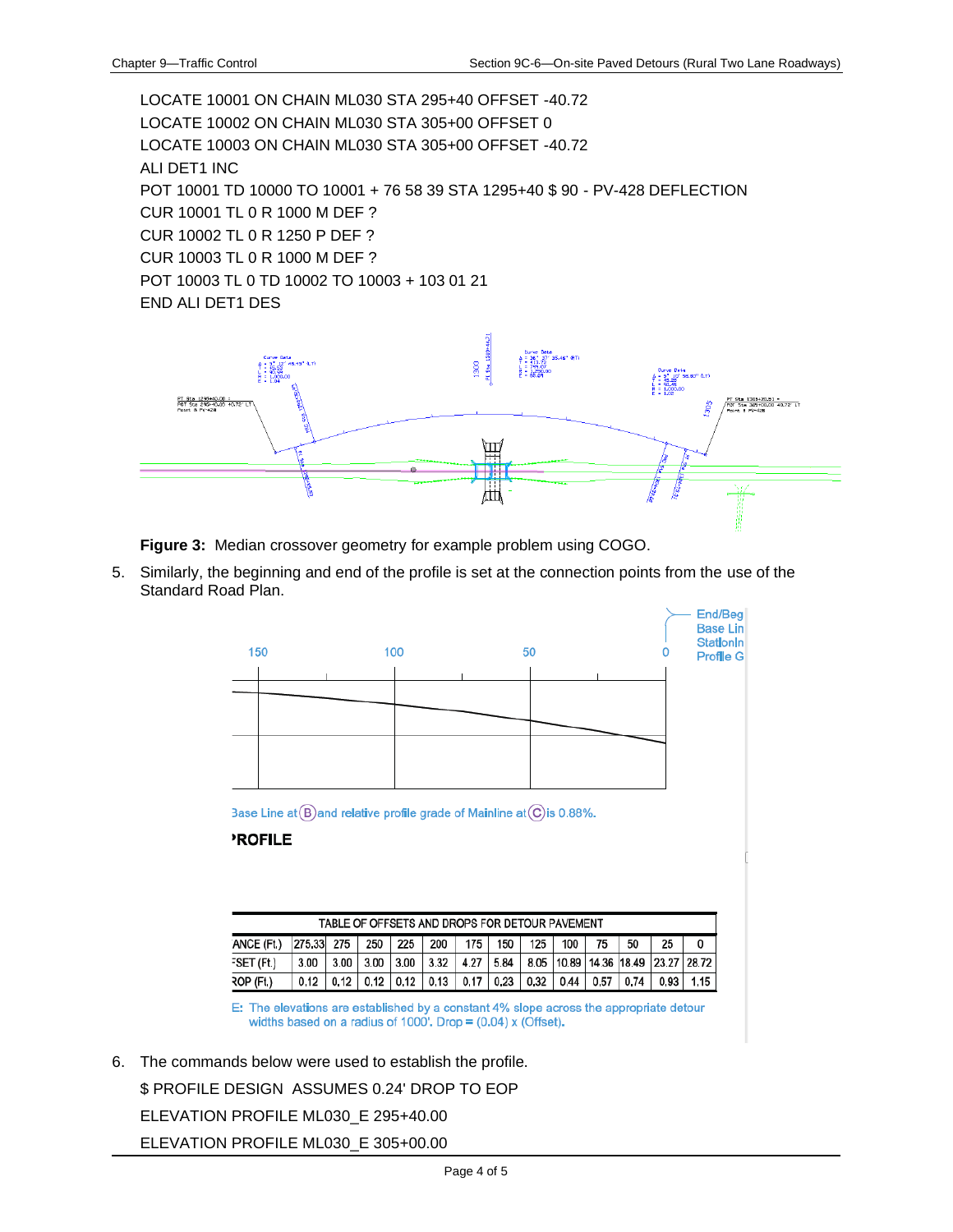```
LOCATE 10001 ON CHAIN ML030 STA 295+40 OFFSET -40.72
LOCATE 10002 ON CHAIN ML030 STA 305+00 OFFSET 0
LOCATE 10003 ON CHAIN ML030 STA 305+00 OFFSET -40.72
ALI DET1 INC
POT 10001 TD 10000 TO 10001 + 76 58 39 STA 1295+40 $ 90 - PV-428 DEFLECTION
CUR 10001 TL 0 R 1000 M DEF ?
CUR 10002 TL 0 R 1250 P DEF ?
CUR 10003 TL 0 R 1000 M DEF ?
POT 10003 TL 0 TD 10002 TO 10003 + 103 01 21
END ALI DET1 DES
```

**Figure 3:** Median crossover geometry for example problem using COGO.

5. Similarly, the beginning and end of the profile is set at the connection points from the use of the Standard Road Plan.

End/Beg Base Lin StationIn Profile G

Base Line at (B) and relative profile grade of Mainline at (C) is 0.88%.

PROFILE

| TABLE OF OFFSETS AND DROPS FOR DETOUR PAVEMENT | | | | | | | | | | | | | |
|---|---|---|---|---|---|---|---|---|---|---|---|---|---|
| ANCE (Ft.) | 275.33 | 275 | 250 | 225 | 200 | 175 | 150 | 125 | 100 | 75 | 50 | 25 | 0 |
| FSET (Ft.) | 3.00 | 3.00 | 3.00 | 3.00 | 3.32 | 4.27 | 5.84 | 8.05 | 10.89 | 14.36 | 18.49 | 23.27 | 28.72 |
| ROP (Ft.) | 0.12 | 0.12 | 0.12 | 0.12 | 0.13 | 0.17 | 0.23 | 0.32 | 0.44 | 0.57 | 0.74 | 0.93 | 1.15 |

E: The elevations are established by a constant 4% slope across the appropriate detour widths based on a radius of 1000'. Drop = (0.04) x (Offset).

6. The commands below were used to establish the profile.

```
$ PROFILE DESIGN  ASSUMES 0.24' DROP TO EOP
ELEVATION PROFILE ML030_E 295+40.00
ELEVATION PROFILE ML030_E 305+00.00
```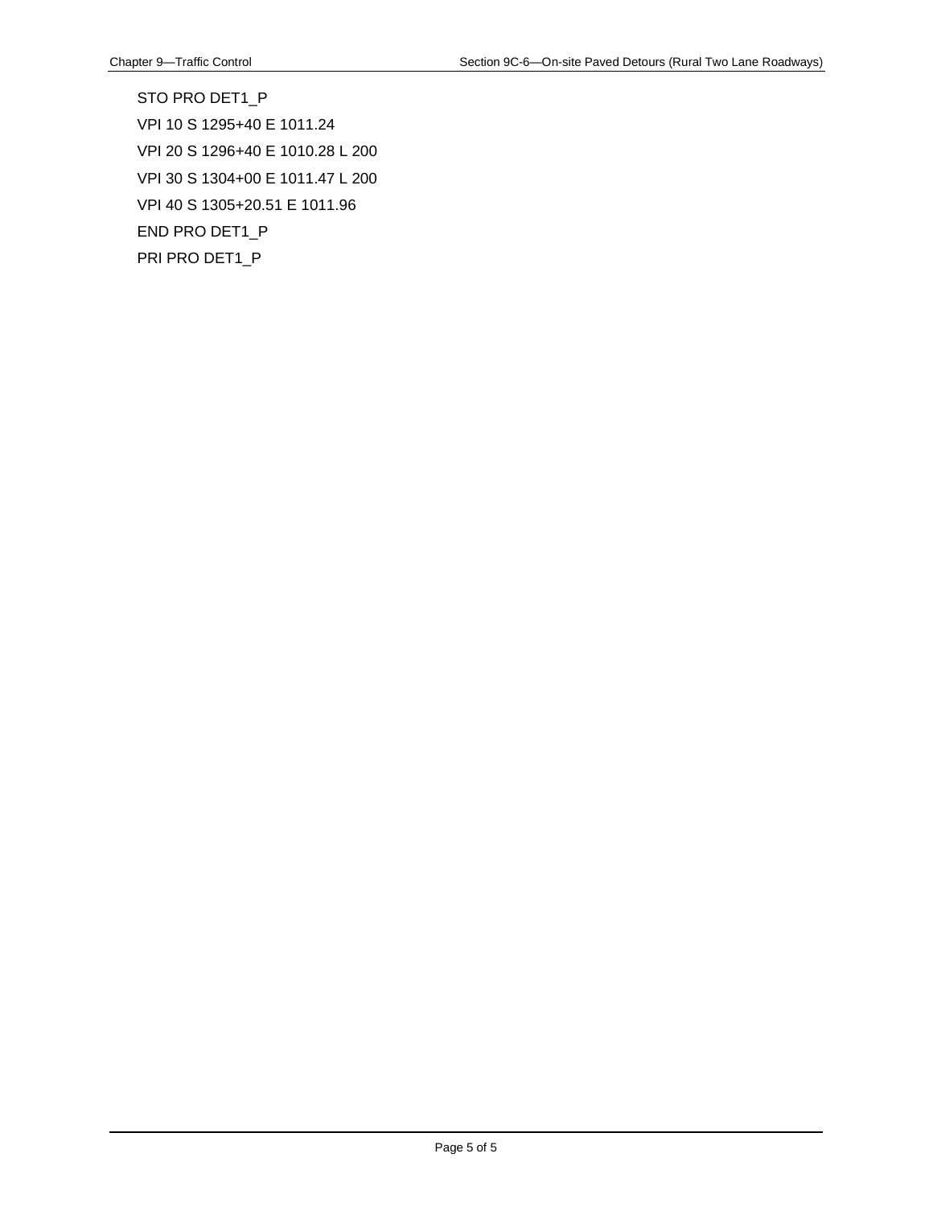STO PRO DET1_P

VPI 10 S 1295+40 E 1011.24

VPI 20 S 1296+40 E 1010.28 L 200

VPI 30 S 1304+00 E 1011.47 L 200

VPI 40 S 1305+20.51 E 1011.96

END PRO DET1_P

PRI PRO DET1_P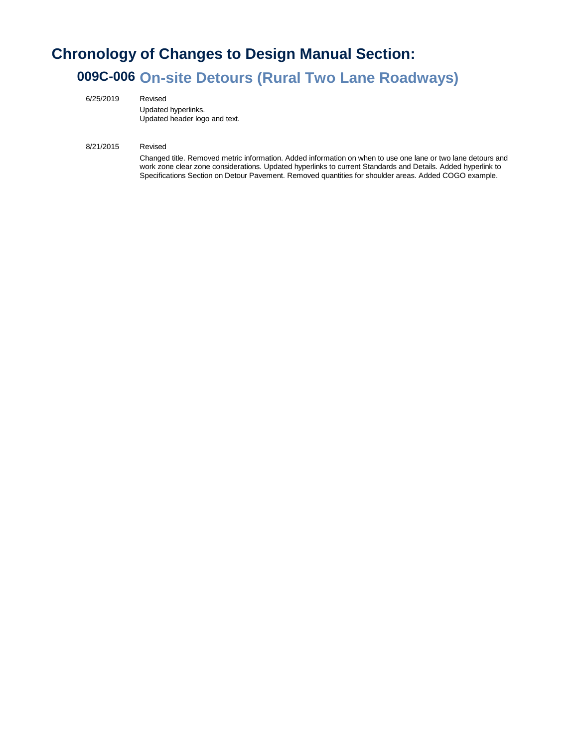# Chronology of Changes to Design Manual Section:

## 009C-006 On-site Detours (Rural Two Lane Roadways)

6/25/2019 Revised

Updated hyperlinks.
Updated header logo and text.

8/21/2015 Revised

Changed title. Removed metric information. Added information on when to use one lane or two lane detours and work zone clear zone considerations. Updated hyperlinks to current Standards and Details. Added hyperlink to Specifications Section on Detour Pavement. Removed quantities for shoulder areas. Added COGO example.